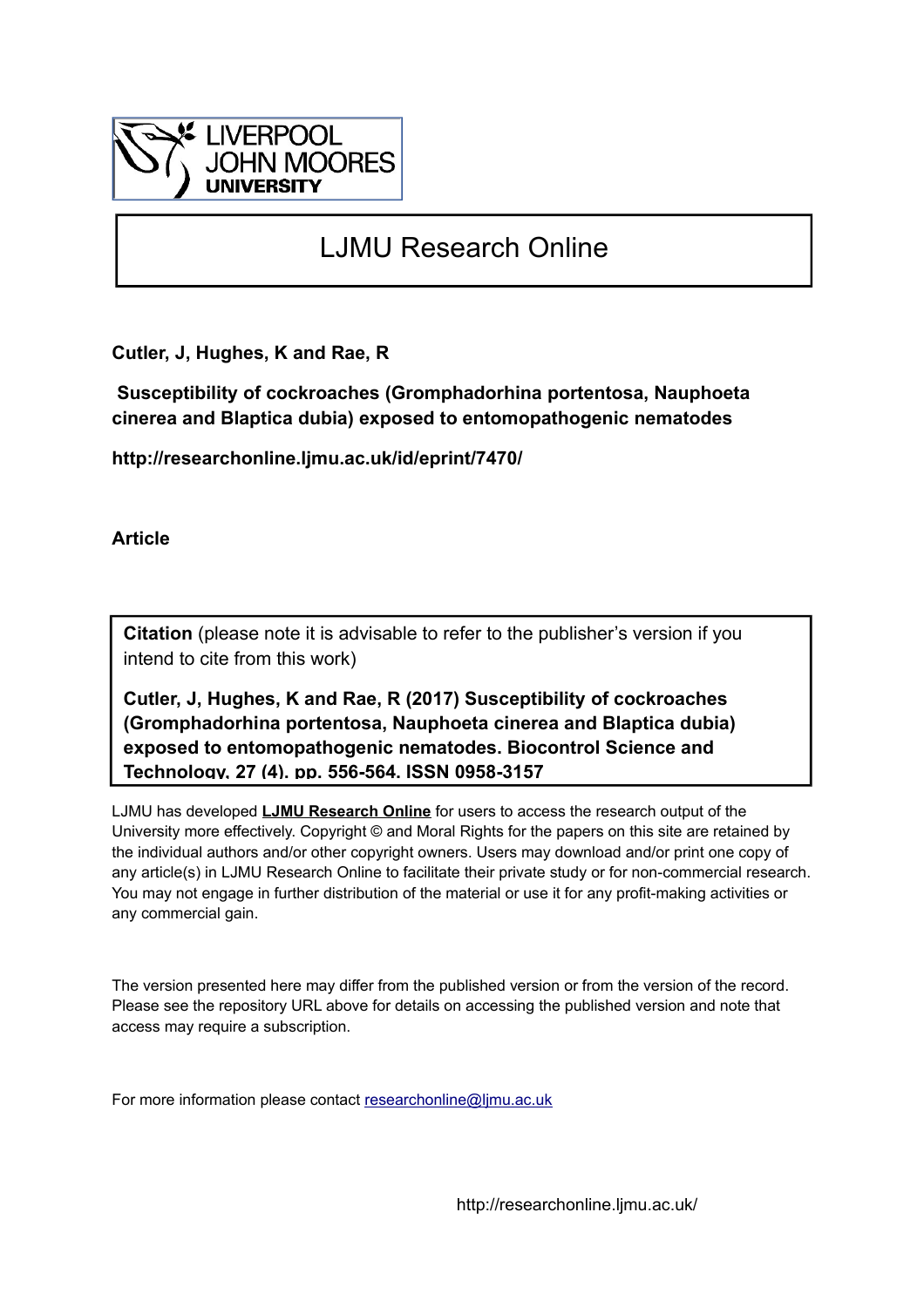LIVERPOOL JOHN MOORES UNIVERSITY

# LJMU Research Online

**Cutler, J, Hughes, K and Rae, R**

**Susceptibility of cockroaches (Gromphadorhina portentosa, Nauphoeta cinerea and Blaptica dubia) exposed to entomopathogenic nematodes**

**http://researchonline.ljmu.ac.uk/id/eprint/7470/**

**Article**

**Citation** (please note it is advisable to refer to the publisher's version if you intend to cite from this work)

**Cutler, J, Hughes, K and Rae, R (2017) Susceptibility of cockroaches (Gromphadorhina portentosa, Nauphoeta cinerea and Blaptica dubia) exposed to entomopathogenic nematodes. Biocontrol Science and Technology, 27 (4). pp. 556-564. ISSN 0958-3157**

LJMU has developed **LJMU Research Online** for users to access the research output of the University more effectively. Copyright © and Moral Rights for the papers on this site are retained by the individual authors and/or other copyright owners. Users may download and/or print one copy of any article(s) in LJMU Research Online to facilitate their private study or for non-commercial research. You may not engage in further distribution of the material or use it for any profit-making activities or any commercial gain.

The version presented here may differ from the published version or from the version of the record. Please see the repository URL above for details on accessing the published version and note that access may require a subscription.

For more information please contact researchonline@ljmu.ac.uk

http://researchonline.ljmu.ac.uk/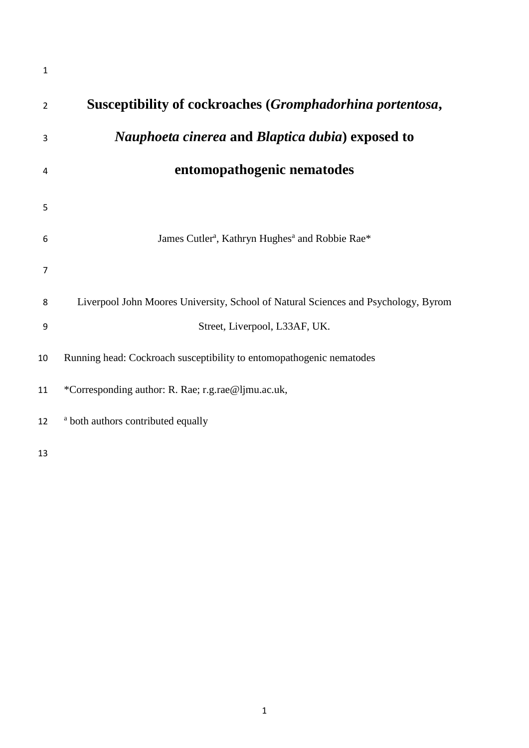# **Susceptibility of cockroaches (*Gromphadorhina portentosa*, *Nauphoeta cinerea* and *Blaptica dubia*) exposed to entomopathogenic nematodes**

James Cutler[a], Kathryn Hughes[a] and Robbie Rae*

Liverpool John Moores University, School of Natural Sciences and Psychology, Byrom Street, Liverpool, L33AF, UK.

Running head: Cockroach susceptibility to entomopathogenic nematodes

*Corresponding author: R. Rae; r.g.rae@ljmu.ac.uk,

[a] both authors contributed equally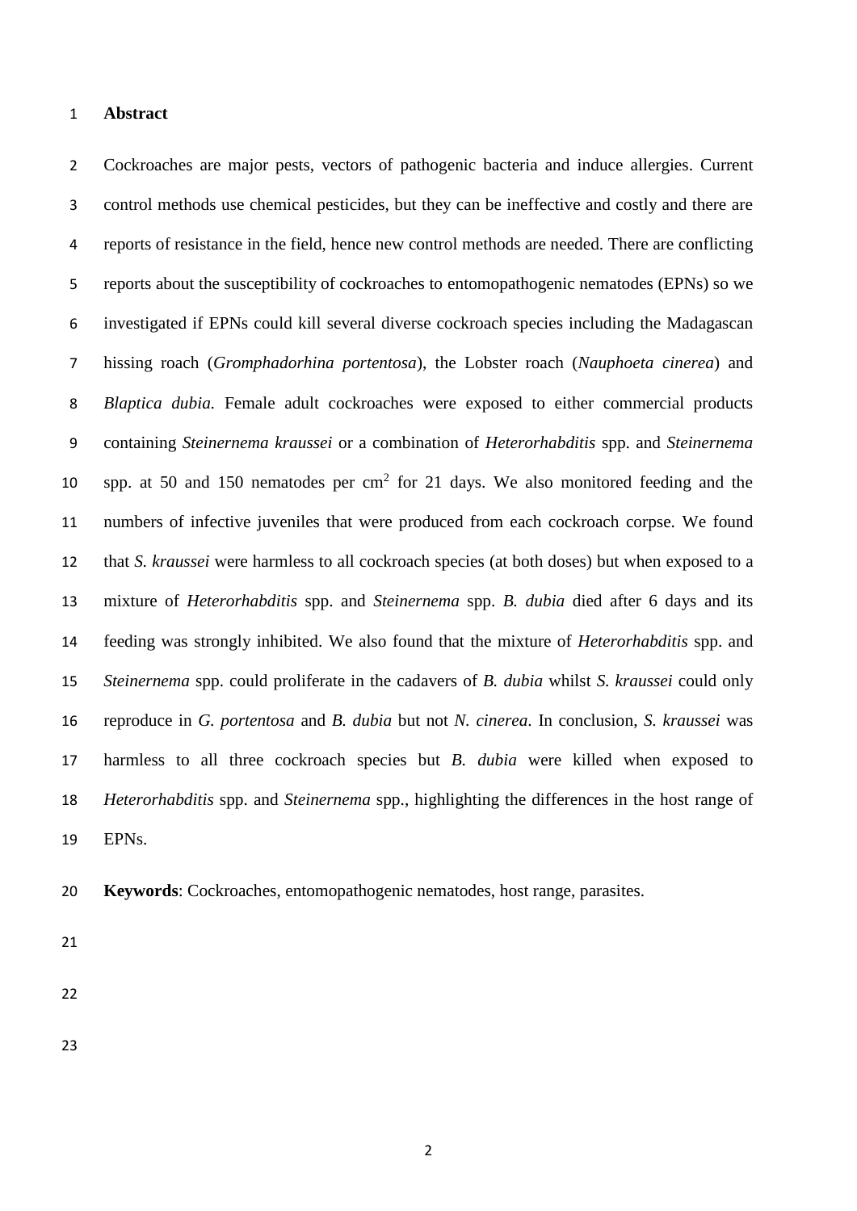## Abstract

Cockroaches are major pests, vectors of pathogenic bacteria and induce allergies. Current control methods use chemical pesticides, but they can be ineffective and costly and there are reports of resistance in the field, hence new control methods are needed. There are conflicting reports about the susceptibility of cockroaches to entomopathogenic nematodes (EPNs) so we investigated if EPNs could kill several diverse cockroach species including the Madagascan hissing roach (*Gromphadorhina portentosa*), the Lobster roach (*Nauphoeta cinerea*) and *Blaptica dubia.* Female adult cockroaches were exposed to either commercial products containing *Steinernema kraussei* or a combination of *Heterorhabditis* spp. and *Steinernema* spp. at 50 and 150 nematodes per $cm^2$ for 21 days. We also monitored feeding and the numbers of infective juveniles that were produced from each cockroach corpse. We found that *S. kraussei* were harmless to all cockroach species (at both doses) but when exposed to a mixture of *Heterorhabditis* spp. and *Steinernema* spp. *B. dubia* died after 6 days and its feeding was strongly inhibited. We also found that the mixture of *Heterorhabditis* spp. and *Steinernema* spp. could proliferate in the cadavers of *B. dubia* whilst *S. kraussei* could only reproduce in *G. portentosa* and *B. dubia* but not *N. cinerea*. In conclusion, *S. kraussei* was harmless to all three cockroach species but *B. dubia* were killed when exposed to *Heterorhabditis* spp. and *Steinernema* spp., highlighting the differences in the host range of EPNs.

**Keywords**: Cockroaches, entomopathogenic nematodes, host range, parasites.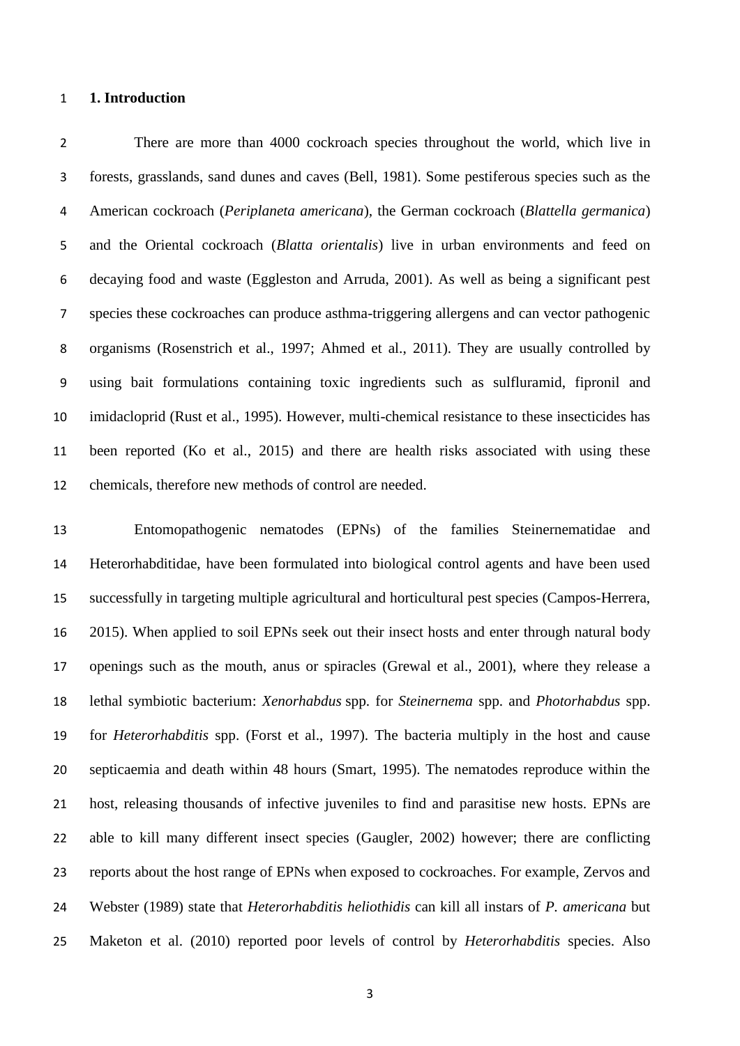## 1. Introduction

There are more than 4000 cockroach species throughout the world, which live in forests, grasslands, sand dunes and caves (Bell, 1981). Some pestiferous species such as the American cockroach (*Periplaneta americana*), the German cockroach (*Blattella germanica*) and the Oriental cockroach (*Blatta orientalis*) live in urban environments and feed on decaying food and waste (Eggleston and Arruda, 2001). As well as being a significant pest species these cockroaches can produce asthma-triggering allergens and can vector pathogenic organisms (Rosenstrich et al., 1997; Ahmed et al., 2011). They are usually controlled by using bait formulations containing toxic ingredients such as sulfluramid, fipronil and imidacloprid (Rust et al., 1995). However, multi-chemical resistance to these insecticides has been reported (Ko et al., 2015) and there are health risks associated with using these chemicals, therefore new methods of control are needed.

Entomopathogenic nematodes (EPNs) of the families Steinernematidae and Heterorhabditidae, have been formulated into biological control agents and have been used successfully in targeting multiple agricultural and horticultural pest species (Campos-Herrera, 2015). When applied to soil EPNs seek out their insect hosts and enter through natural body openings such as the mouth, anus or spiracles (Grewal et al., 2001), where they release a lethal symbiotic bacterium: *Xenorhabdus* spp. for *Steinernema* spp. and *Photorhabdus* spp. for *Heterorhabditis* spp. (Forst et al., 1997). The bacteria multiply in the host and cause septicaemia and death within 48 hours (Smart, 1995). The nematodes reproduce within the host, releasing thousands of infective juveniles to find and parasitise new hosts. EPNs are able to kill many different insect species (Gaugler, 2002) however; there are conflicting reports about the host range of EPNs when exposed to cockroaches. For example, Zervos and Webster (1989) state that *Heterorhabditis heliothidis* can kill all instars of *P. americana* but Maketon et al. (2010) reported poor levels of control by *Heterorhabditis* species. Also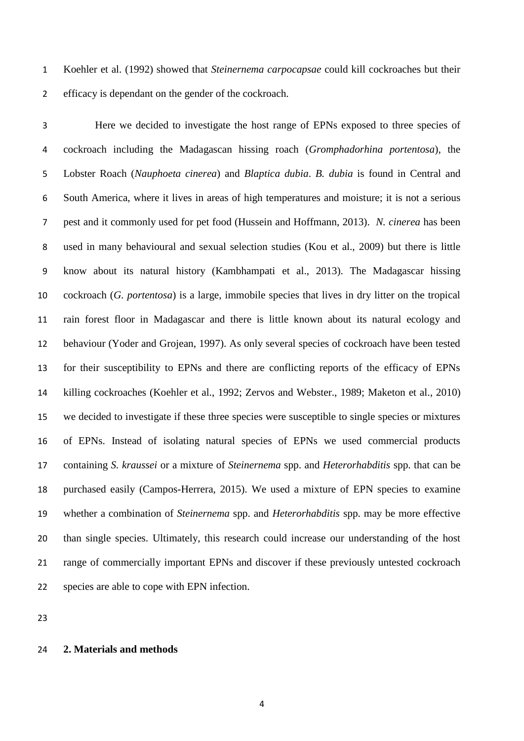Koehler et al. (1992) showed that *Steinernema carpocapsae* could kill cockroaches but their efficacy is dependant on the gender of the cockroach.

Here we decided to investigate the host range of EPNs exposed to three species of cockroach including the Madagascan hissing roach (*Gromphadorhina portentosa*), the Lobster Roach (*Nauphoeta cinerea*) and *Blaptica dubia*. *B. dubia* is found in Central and South America, where it lives in areas of high temperatures and moisture; it is not a serious pest and it commonly used for pet food (Hussein and Hoffmann, 2013). *N. cinerea* has been used in many behavioural and sexual selection studies (Kou et al., 2009) but there is little know about its natural history (Kambhampati et al., 2013). The Madagascar hissing cockroach (*G. portentosa*) is a large, immobile species that lives in dry litter on the tropical rain forest floor in Madagascar and there is little known about its natural ecology and behaviour (Yoder and Grojean, 1997). As only several species of cockroach have been tested for their susceptibility to EPNs and there are conflicting reports of the efficacy of EPNs killing cockroaches (Koehler et al., 1992; Zervos and Webster., 1989; Maketon et al., 2010) we decided to investigate if these three species were susceptible to single species or mixtures of EPNs. Instead of isolating natural species of EPNs we used commercial products containing *S. kraussei* or a mixture of *Steinernema* spp. and *Heterorhabditis* spp. that can be purchased easily (Campos-Herrera, 2015). We used a mixture of EPN species to examine whether a combination of *Steinernema* spp. and *Heterorhabditis* spp. may be more effective than single species. Ultimately, this research could increase our understanding of the host range of commercially important EPNs and discover if these previously untested cockroach species are able to cope with EPN infection.

## 2. Materials and methods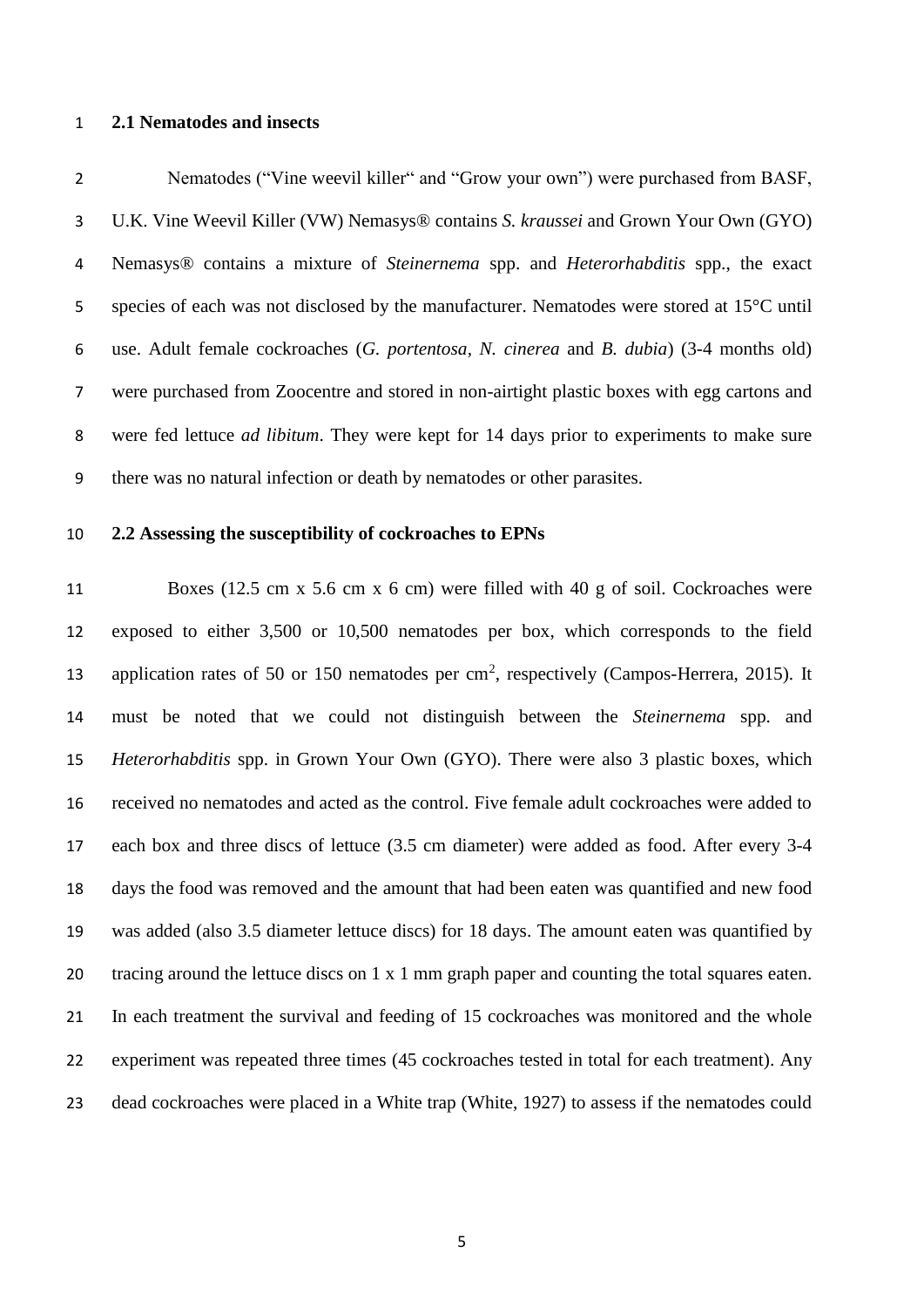### 2.1 Nematodes and insects

Nematodes ("Vine weevil killer" and "Grow your own") were purchased from BASF, U.K. Vine Weevil Killer (VW) Nemasys® contains *S. kraussei* and Grown Your Own (GYO) Nemasys® contains a mixture of *Steinernema* spp. and *Heterorhabditis* spp., the exact species of each was not disclosed by the manufacturer. Nematodes were stored at 15°C until use. Adult female cockroaches (*G. portentosa*, *N. cinerea* and *B. dubia*) (3-4 months old) were purchased from Zoocentre and stored in non-airtight plastic boxes with egg cartons and were fed lettuce *ad libitum*. They were kept for 14 days prior to experiments to make sure there was no natural infection or death by nematodes or other parasites.

### 2.2 Assessing the susceptibility of cockroaches to EPNs

Boxes (12.5 cm x 5.6 cm x 6 cm) were filled with 40 g of soil. Cockroaches were exposed to either 3,500 or 10,500 nematodes per box, which corresponds to the field application rates of 50 or 150 nematodes per cm$^2$, respectively (Campos-Herrera, 2015). It must be noted that we could not distinguish between the *Steinernema* spp. and *Heterorhabditis* spp. in Grown Your Own (GYO). There were also 3 plastic boxes, which received no nematodes and acted as the control. Five female adult cockroaches were added to each box and three discs of lettuce (3.5 cm diameter) were added as food. After every 3-4 days the food was removed and the amount that had been eaten was quantified and new food was added (also 3.5 diameter lettuce discs) for 18 days. The amount eaten was quantified by tracing around the lettuce discs on 1 x 1 mm graph paper and counting the total squares eaten. In each treatment the survival and feeding of 15 cockroaches was monitored and the whole experiment was repeated three times (45 cockroaches tested in total for each treatment). Any dead cockroaches were placed in a White trap (White, 1927) to assess if the nematodes could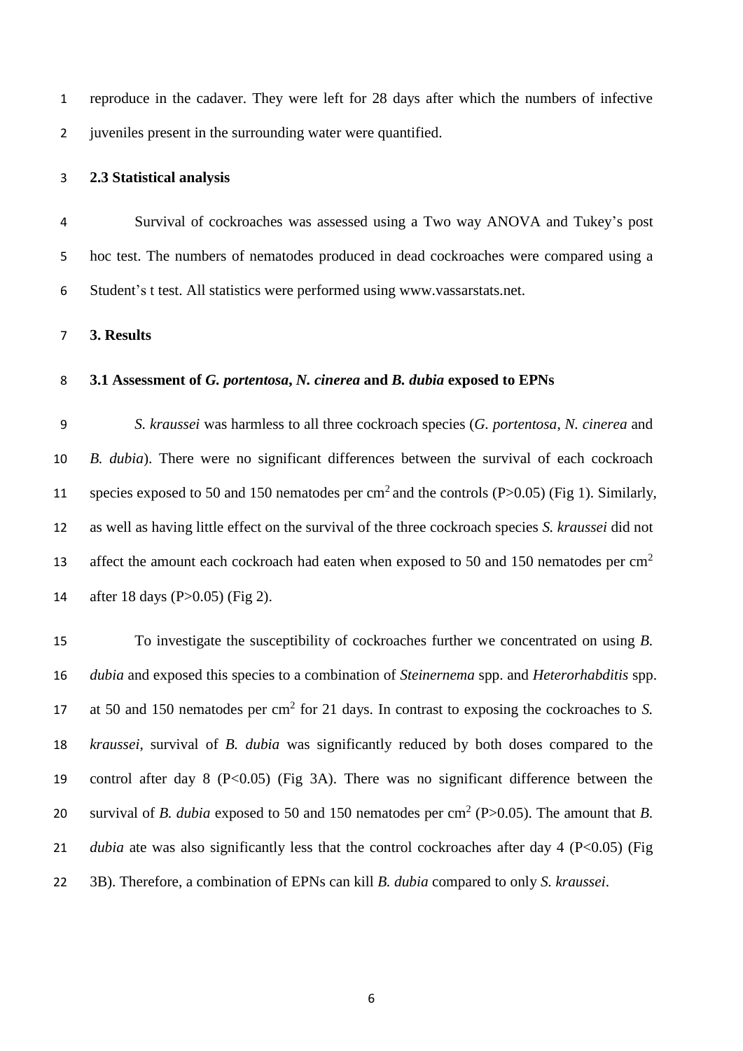reproduce in the cadaver. They were left for 28 days after which the numbers of infective juveniles present in the surrounding water were quantified.

### 2.3 Statistical analysis

Survival of cockroaches was assessed using a Two way ANOVA and Tukey's post hoc test. The numbers of nematodes produced in dead cockroaches were compared using a Student's t test. All statistics were performed using www.vassarstats.net.

## 3. Results

### 3.1 Assessment of *G. portentosa*, *N. cinerea* and *B. dubia* exposed to EPNs

*S. kraussei* was harmless to all three cockroach species (*G. portentosa*, *N. cinerea* and *B. dubia*). There were no significant differences between the survival of each cockroach species exposed to 50 and 150 nematodes per $cm^2$ and the controls ($P>0.05$) (Fig 1). Similarly, as well as having little effect on the survival of the three cockroach species *S. kraussei* did not affect the amount each cockroach had eaten when exposed to 50 and 150 nematodes per $cm^2$ after 18 days ($P>0.05$) (Fig 2).

To investigate the susceptibility of cockroaches further we concentrated on using *B. dubia* and exposed this species to a combination of *Steinernema* spp. and *Heterorhabditis* spp. at 50 and 150 nematodes per $cm^2$ for 21 days. In contrast to exposing the cockroaches to *S. kraussei*, survival of *B. dubia* was significantly reduced by both doses compared to the control after day 8 ($P<0.05$) (Fig 3A). There was no significant difference between the survival of *B. dubia* exposed to 50 and 150 nematodes per $cm^2$ ($P>0.05$). The amount that *B. dubia* ate was also significantly less that the control cockroaches after day 4 ($P<0.05$) (Fig 3B). Therefore, a combination of EPNs can kill *B. dubia* compared to only *S. kraussei*.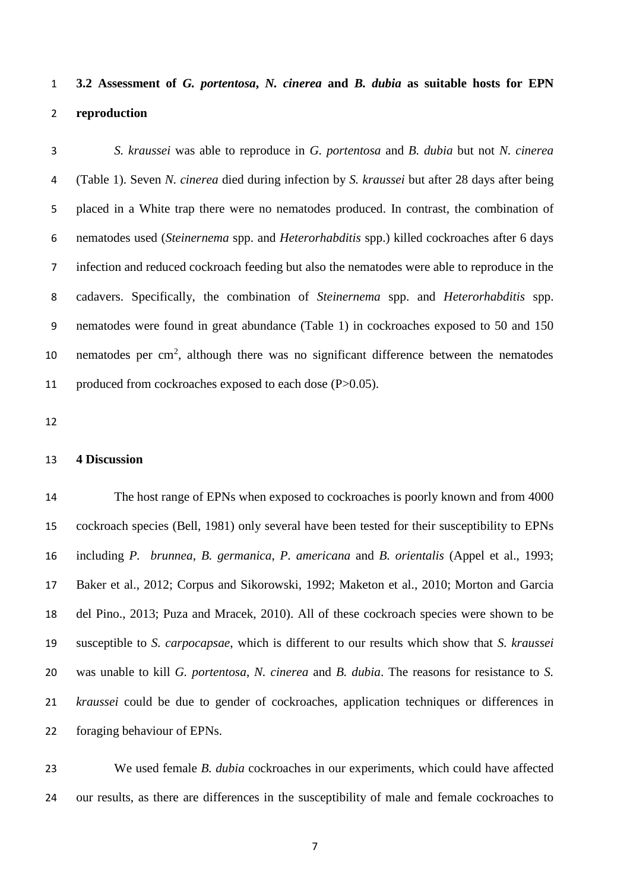### 3.2 Assessment of *G. portentosa*, *N. cinerea* and *B. dubia* as suitable hosts for EPN reproduction

*S. kraussei* was able to reproduce in *G. portentosa* and *B. dubia* but not *N. cinerea* (Table 1). Seven *N. cinerea* died during infection by *S. kraussei* but after 28 days after being placed in a White trap there were no nematodes produced. In contrast, the combination of nematodes used (*Steinernema* spp. and *Heterorhabditis* spp.) killed cockroaches after 6 days infection and reduced cockroach feeding but also the nematodes were able to reproduce in the cadavers. Specifically, the combination of *Steinernema* spp. and *Heterorhabditis* spp. nematodes were found in great abundance (Table 1) in cockroaches exposed to 50 and 150 nematodes per $cm^2$, although there was no significant difference between the nematodes produced from cockroaches exposed to each dose ($P>0.05$).

## 4 Discussion

The host range of EPNs when exposed to cockroaches is poorly known and from 4000 cockroach species (Bell, 1981) only several have been tested for their susceptibility to EPNs including *P. brunnea*, *B. germanica*, *P. americana* and *B. orientalis* (Appel et al., 1993; Baker et al., 2012; Corpus and Sikorowski, 1992; Maketon et al., 2010; Morton and Garcia del Pino., 2013; Puza and Mracek, 2010). All of these cockroach species were shown to be susceptible to *S. carpocapsae*, which is different to our results which show that *S. kraussei* was unable to kill *G. portentosa*, *N. cinerea* and *B. dubia*. The reasons for resistance to *S. kraussei* could be due to gender of cockroaches, application techniques or differences in foraging behaviour of EPNs.

We used female *B. dubia* cockroaches in our experiments, which could have affected our results, as there are differences in the susceptibility of male and female cockroaches to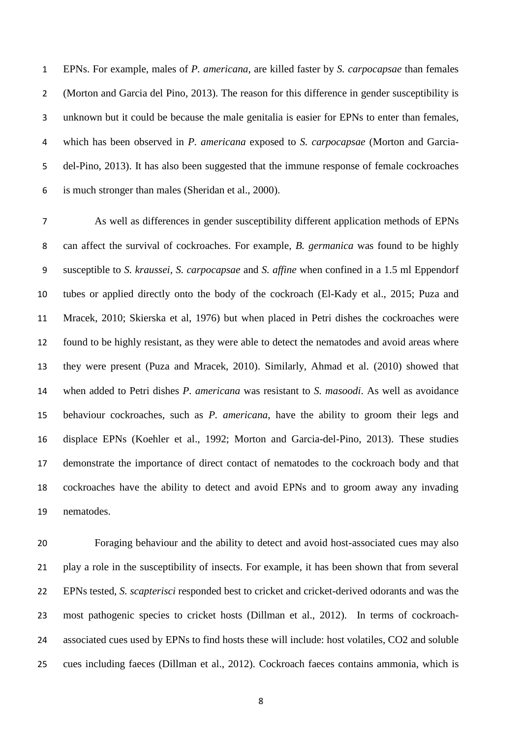EPNs. For example, males of *P. americana*, are killed faster by *S. carpocapsae* than females (Morton and Garcia del Pino, 2013). The reason for this difference in gender susceptibility is unknown but it could be because the male genitalia is easier for EPNs to enter than females, which has been observed in *P. americana* exposed to *S. carpocapsae* (Morton and Garcia-del-Pino, 2013). It has also been suggested that the immune response of female cockroaches is much stronger than males (Sheridan et al., 2000).

As well as differences in gender susceptibility different application methods of EPNs can affect the survival of cockroaches. For example, *B. germanica* was found to be highly susceptible to *S. kraussei*, *S. carpocapsae* and *S. affine* when confined in a 1.5 ml Eppendorf tubes or applied directly onto the body of the cockroach (El-Kady et al., 2015; Puza and Mracek, 2010; Skierska et al, 1976) but when placed in Petri dishes the cockroaches were found to be highly resistant, as they were able to detect the nematodes and avoid areas where they were present (Puza and Mracek, 2010). Similarly, Ahmad et al. (2010) showed that when added to Petri dishes *P. americana* was resistant to *S. masoodi*. As well as avoidance behaviour cockroaches, such as *P. americana*, have the ability to groom their legs and displace EPNs (Koehler et al., 1992; Morton and Garcia-del-Pino, 2013). These studies demonstrate the importance of direct contact of nematodes to the cockroach body and that cockroaches have the ability to detect and avoid EPNs and to groom away any invading nematodes.

Foraging behaviour and the ability to detect and avoid host-associated cues may also play a role in the susceptibility of insects. For example, it has been shown that from several EPNs tested, *S. scapterisci* responded best to cricket and cricket-derived odorants and was the most pathogenic species to cricket hosts (Dillman et al., 2012). In terms of cockroach-associated cues used by EPNs to find hosts these will include: host volatiles, $CO_2$ and soluble cues including faeces (Dillman et al., 2012). Cockroach faeces contains ammonia, which is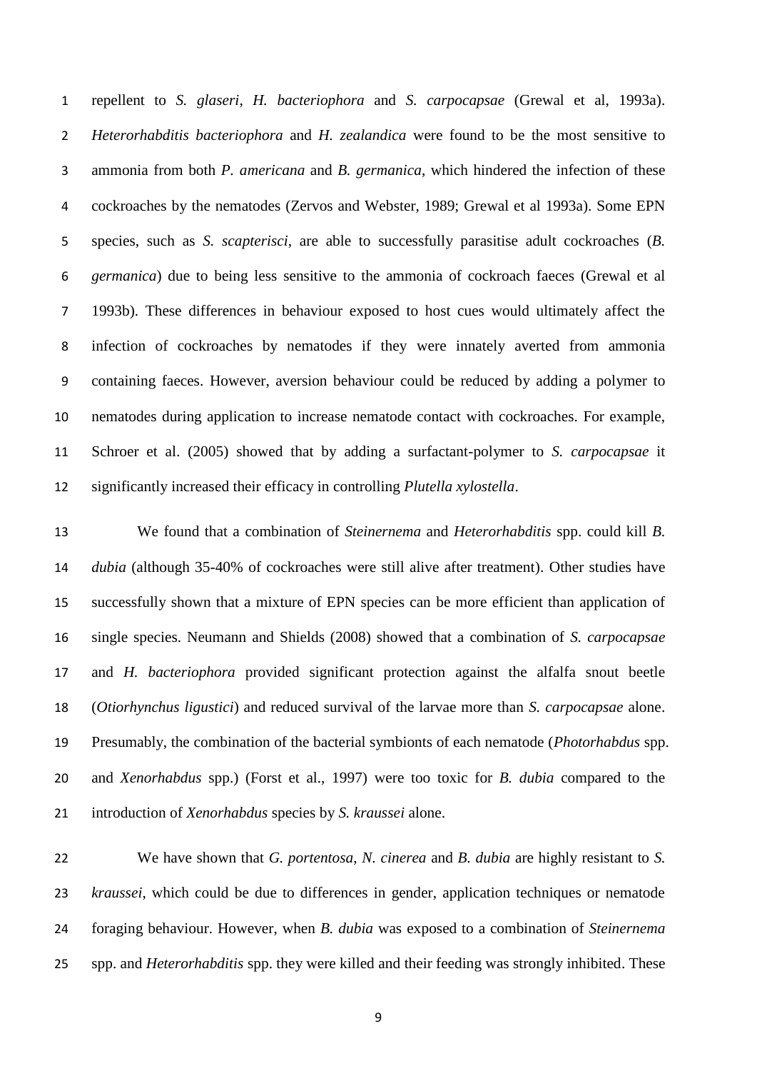repellent to *S. glaseri*, *H. bacteriophora* and *S. carpocapsae* (Grewal et al, 1993a). *Heterorhabditis bacteriophora* and *H. zealandica* were found to be the most sensitive to ammonia from both *P. americana* and *B. germanica*, which hindered the infection of these cockroaches by the nematodes (Zervos and Webster, 1989; Grewal et al 1993a). Some EPN species, such as *S. scapterisci*, are able to successfully parasitise adult cockroaches (*B. germanica*) due to being less sensitive to the ammonia of cockroach faeces (Grewal et al 1993b). These differences in behaviour exposed to host cues would ultimately affect the infection of cockroaches by nematodes if they were innately averted from ammonia containing faeces. However, aversion behaviour could be reduced by adding a polymer to nematodes during application to increase nematode contact with cockroaches. For example, Schroer et al. (2005) showed that by adding a surfactant-polymer to *S. carpocapsae* it significantly increased their efficacy in controlling *Plutella xylostella*.

We found that a combination of *Steinernema* and *Heterorhabditis* spp. could kill *B. dubia* (although 35-40% of cockroaches were still alive after treatment). Other studies have successfully shown that a mixture of EPN species can be more efficient than application of single species. Neumann and Shields (2008) showed that a combination of *S. carpocapsae* and *H. bacteriophora* provided significant protection against the alfalfa snout beetle (*Otiorhynchus ligustici*) and reduced survival of the larvae more than *S. carpocapsae* alone. Presumably, the combination of the bacterial symbionts of each nematode (*Photorhabdus* spp. and *Xenorhabdus* spp.) (Forst et al., 1997) were too toxic for *B. dubia* compared to the introduction of *Xenorhabdus* species by *S. kraussei* alone.

We have shown that *G. portentosa*, *N. cinerea* and *B. dubia* are highly resistant to *S. kraussei*, which could be due to differences in gender, application techniques or nematode foraging behaviour. However, when *B. dubia* was exposed to a combination of *Steinernema* spp. and *Heterorhabditis* spp. they were killed and their feeding was strongly inhibited. These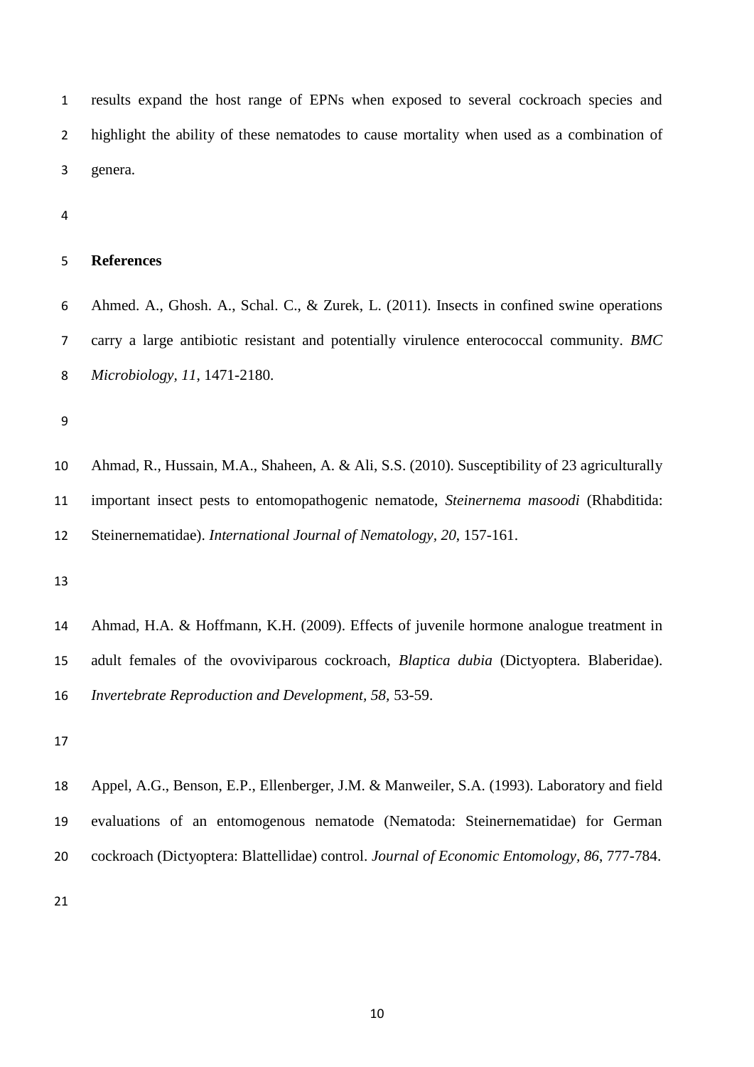results expand the host range of EPNs when exposed to several cockroach species and highlight the ability of these nematodes to cause mortality when used as a combination of genera.

## References

Ahmed. A., Ghosh. A., Schal. C., & Zurek, L. (2011). Insects in confined swine operations carry a large antibiotic resistant and potentially virulence enterococcal community. *BMC Microbiology, 11*, 1471-2180.

Ahmad, R., Hussain, M.A., Shaheen, A. & Ali, S.S. (2010). Susceptibility of 23 agriculturally important insect pests to entomopathogenic nematode, *Steinernema masoodi* (Rhabditida: Steinernematidae). *International Journal of Nematology, 20*, 157-161.

Ahmad, H.A. & Hoffmann, K.H. (2009). Effects of juvenile hormone analogue treatment in adult females of the ovoviviparous cockroach, *Blaptica dubia* (Dictyoptera. Blaberidae). *Invertebrate Reproduction and Development, 58*, 53-59.

Appel, A.G., Benson, E.P., Ellenberger, J.M. & Manweiler, S.A. (1993). Laboratory and field evaluations of an entomogenous nematode (Nematoda: Steinernematidae) for German cockroach (Dictyoptera: Blattellidae) control. *Journal of Economic Entomology, 86*, 777-784.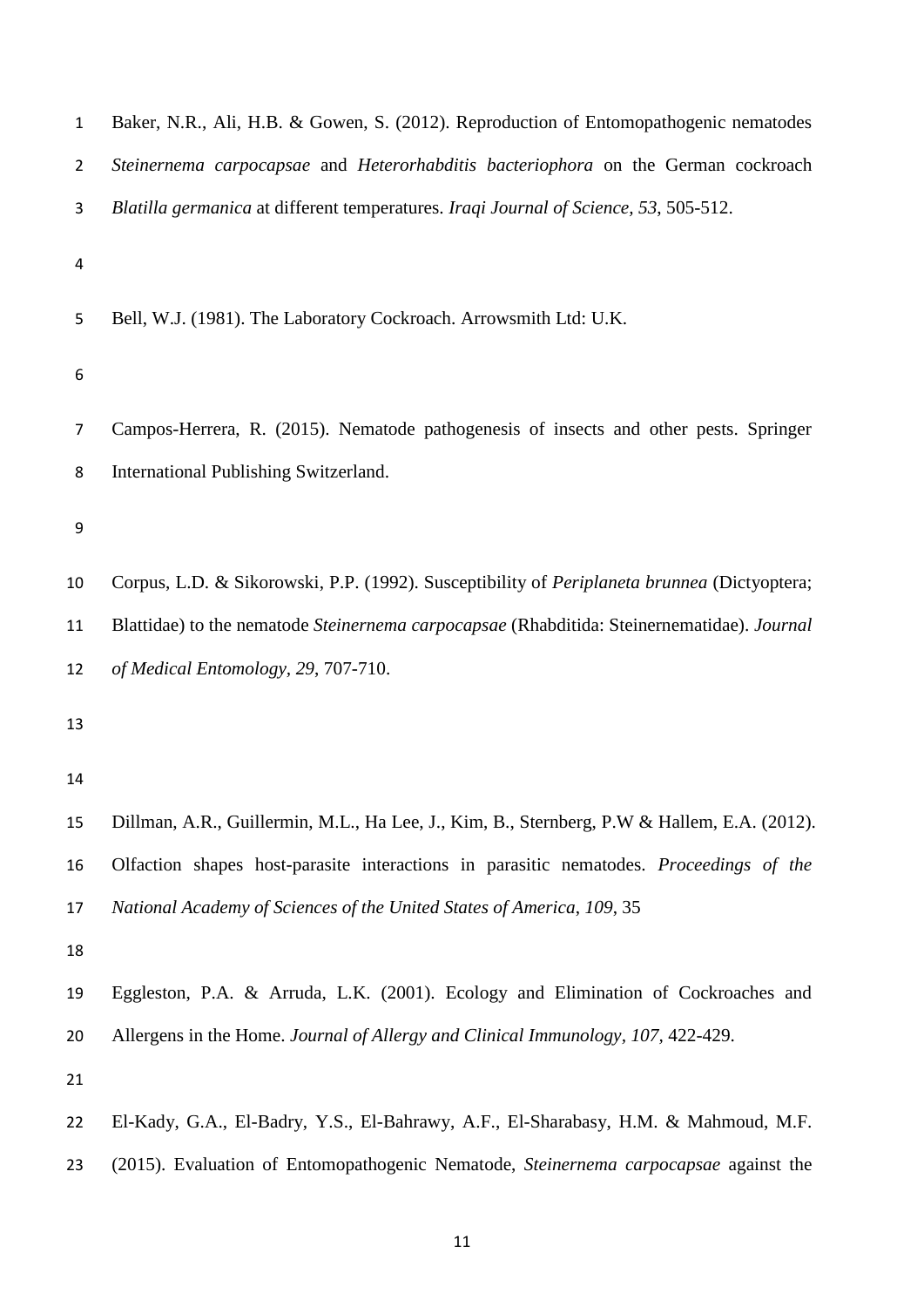Baker, N.R., Ali, H.B. & Gowen, S. (2012). Reproduction of Entomopathogenic nematodes *Steinernema carpocapsae* and *Heterorhabditis bacteriophora* on the German cockroach *Blatilla germanica* at different temperatures. *Iraqi Journal of Science, 53*, 505-512.

Bell, W.J. (1981). The Laboratory Cockroach. Arrowsmith Ltd: U.K.

Campos-Herrera, R. (2015). Nematode pathogenesis of insects and other pests. Springer International Publishing Switzerland.

Corpus, L.D. & Sikorowski, P.P. (1992). Susceptibility of *Periplaneta brunnea* (Dictyoptera; Blattidae) to the nematode *Steinernema carpocapsae* (Rhabditida: Steinernematidae). *Journal of Medical Entomology, 29*, 707-710.

Dillman, A.R., Guillermin, M.L., Ha Lee, J., Kim, B., Sternberg, P.W & Hallem, E.A. (2012). Olfaction shapes host-parasite interactions in parasitic nematodes. *Proceedings of the National Academy of Sciences of the United States of America, 109*, 35

Eggleston, P.A. & Arruda, L.K. (2001). Ecology and Elimination of Cockroaches and Allergens in the Home. *Journal of Allergy and Clinical Immunology, 107,* 422-429.

El-Kady, G.A., El-Badry, Y.S., El-Bahrawy, A.F., El-Sharabasy, H.M. & Mahmoud, M.F. (2015). Evaluation of Entomopathogenic Nematode, *Steinernema carpocapsae* against the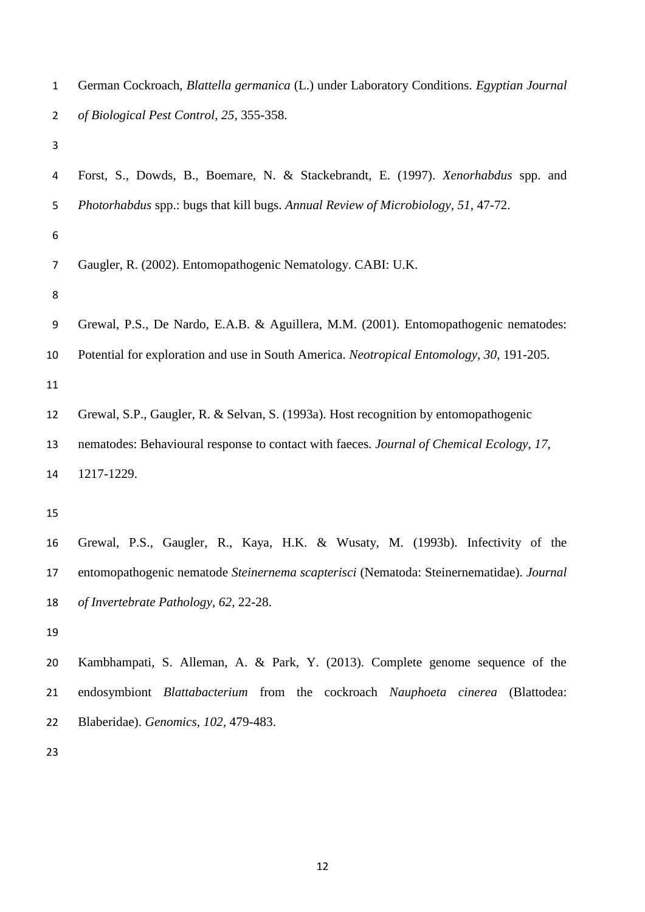German Cockroach, *Blattella germanica* (L.) under Laboratory Conditions. *Egyptian Journal of Biological Pest Control, 25,* 355-358.

Forst, S., Dowds, B., Boemare, N. & Stackebrandt, E. (1997). *Xenorhabdus* spp. and *Photorhabdus* spp.: bugs that kill bugs. *Annual Review of Microbiology, 51*, 47-72.

Gaugler, R. (2002). Entomopathogenic Nematology. CABI: U.K.

Grewal, P.S., De Nardo, E.A.B. & Aguillera, M.M. (2001). Entomopathogenic nematodes: Potential for exploration and use in South America. *Neotropical Entomology, 30,* 191-205.

Grewal, S.P., Gaugler, R. & Selvan, S. (1993a). Host recognition by entomopathogenic nematodes: Behavioural response to contact with faeces*. Journal of Chemical Ecology, 17,* 1217-1229.

Grewal, P.S., Gaugler, R., Kaya, H.K. & Wusaty, M. (1993b). Infectivity of the entomopathogenic nematode *Steinernema scapterisci* (Nematoda: Steinernematidae). *Journal of Invertebrate Pathology, 62,* 22-28.

Kambhampati, S. Alleman, A. & Park, Y. (2013). Complete genome sequence of the endosymbiont *Blattabacterium* from the cockroach *Nauphoeta cinerea* (Blattodea: Blaberidae). *Genomics, 102,* 479-483.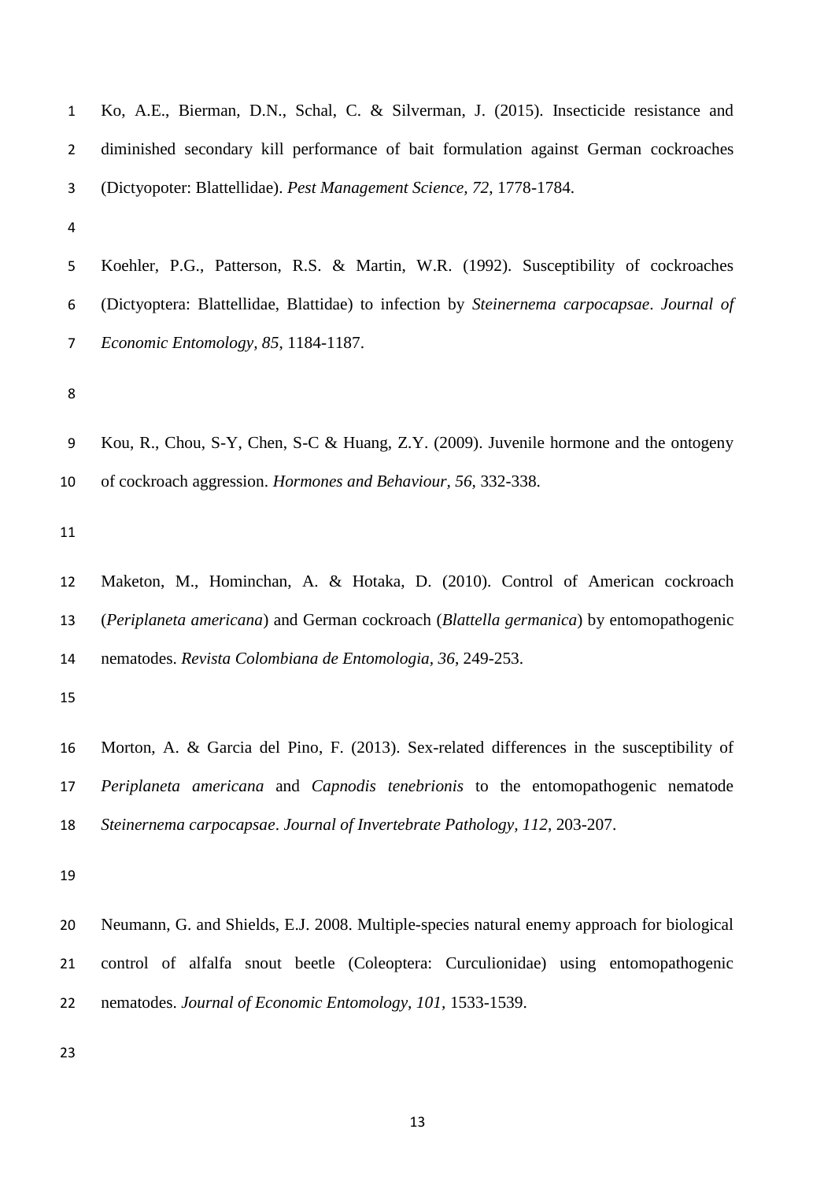Ko, A.E., Bierman, D.N., Schal, C. & Silverman, J. (2015). Insecticide resistance and diminished secondary kill performance of bait formulation against German cockroaches (Dictyopoter: Blattellidae). *Pest Management Science, 72*, 1778-1784.

Koehler, P.G., Patterson, R.S. & Martin, W.R. (1992). Susceptibility of cockroaches (Dictyoptera: Blattellidae, Blattidae) to infection by *Steinernema carpocapsae*. *Journal of Economic Entomology, 85*, 1184-1187.

Kou, R., Chou, S-Y, Chen, S-C & Huang, Z.Y. (2009). Juvenile hormone and the ontogeny of cockroach aggression. *Hormones and Behaviour, 56*, 332-338.

Maketon, M., Hominchan, A. & Hotaka, D. (2010). Control of American cockroach (*Periplaneta americana*) and German cockroach (*Blattella germanica*) by entomopathogenic nematodes. *Revista Colombiana de Entomologia, 36*, 249-253.

Morton, A. & Garcia del Pino, F. (2013). Sex-related differences in the susceptibility of *Periplaneta americana* and *Capnodis tenebrionis* to the entomopathogenic nematode *Steinernema carpocapsae*. *Journal of Invertebrate Pathology, 112*, 203-207.

Neumann, G. and Shields, E.J. 2008. Multiple-species natural enemy approach for biological control of alfalfa snout beetle (Coleoptera: Curculionidae) using entomopathogenic nematodes. *Journal of Economic Entomology, 101*, 1533-1539.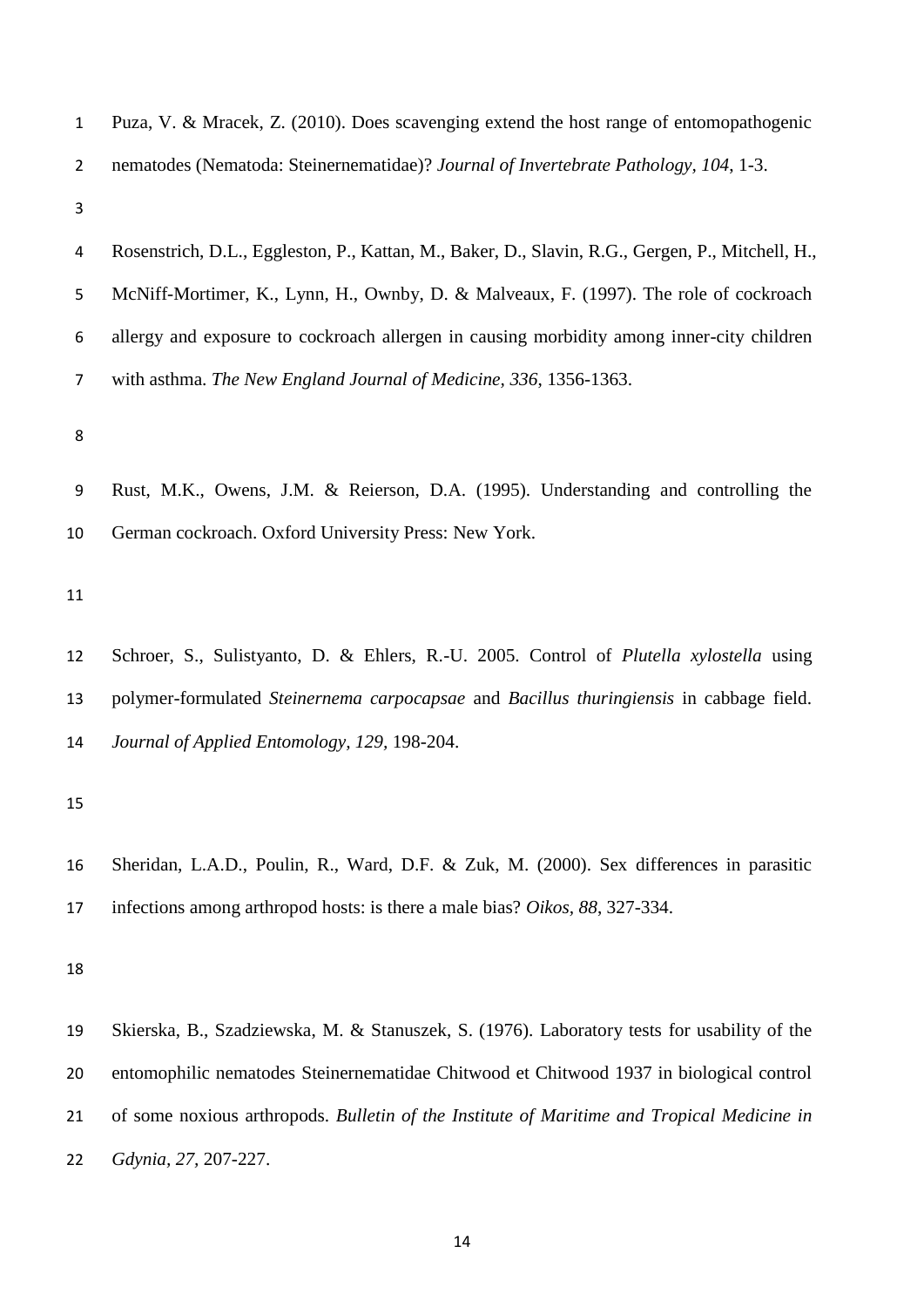Puza, V. & Mracek, Z. (2010). Does scavenging extend the host range of entomopathogenic nematodes (Nematoda: Steinernematidae)? *Journal of Invertebrate Pathology, 104*, 1-3.

Rosenstrich, D.L., Eggleston, P., Kattan, M., Baker, D., Slavin, R.G., Gergen, P., Mitchell, H., McNiff-Mortimer, K., Lynn, H., Ownby, D. & Malveaux, F. (1997). The role of cockroach allergy and exposure to cockroach allergen in causing morbidity among inner-city children with asthma. *The New England Journal of Medicine*, *336*, 1356-1363.

Rust, M.K., Owens, J.M. & Reierson, D.A. (1995). Understanding and controlling the German cockroach. Oxford University Press: New York.

Schroer, S., Sulistyanto, D. & Ehlers, R.-U. 2005. Control of *Plutella xylostella* using polymer-formulated *Steinernema carpocapsae* and *Bacillus thuringiensis* in cabbage field. *Journal of Applied Entomology, 129*, 198-204.

Sheridan, L.A.D., Poulin, R., Ward, D.F. & Zuk, M. (2000). Sex differences in parasitic infections among arthropod hosts: is there a male bias? *Oikos, 88*, 327-334.

Skierska, B., Szadziewska, M. & Stanuszek, S. (1976). Laboratory tests for usability of the entomophilic nematodes Steinernematidae Chitwood et Chitwood 1937 in biological control of some noxious arthropods. *Bulletin of the Institute of Maritime and Tropical Medicine in Gdynia, 27*, 207-227.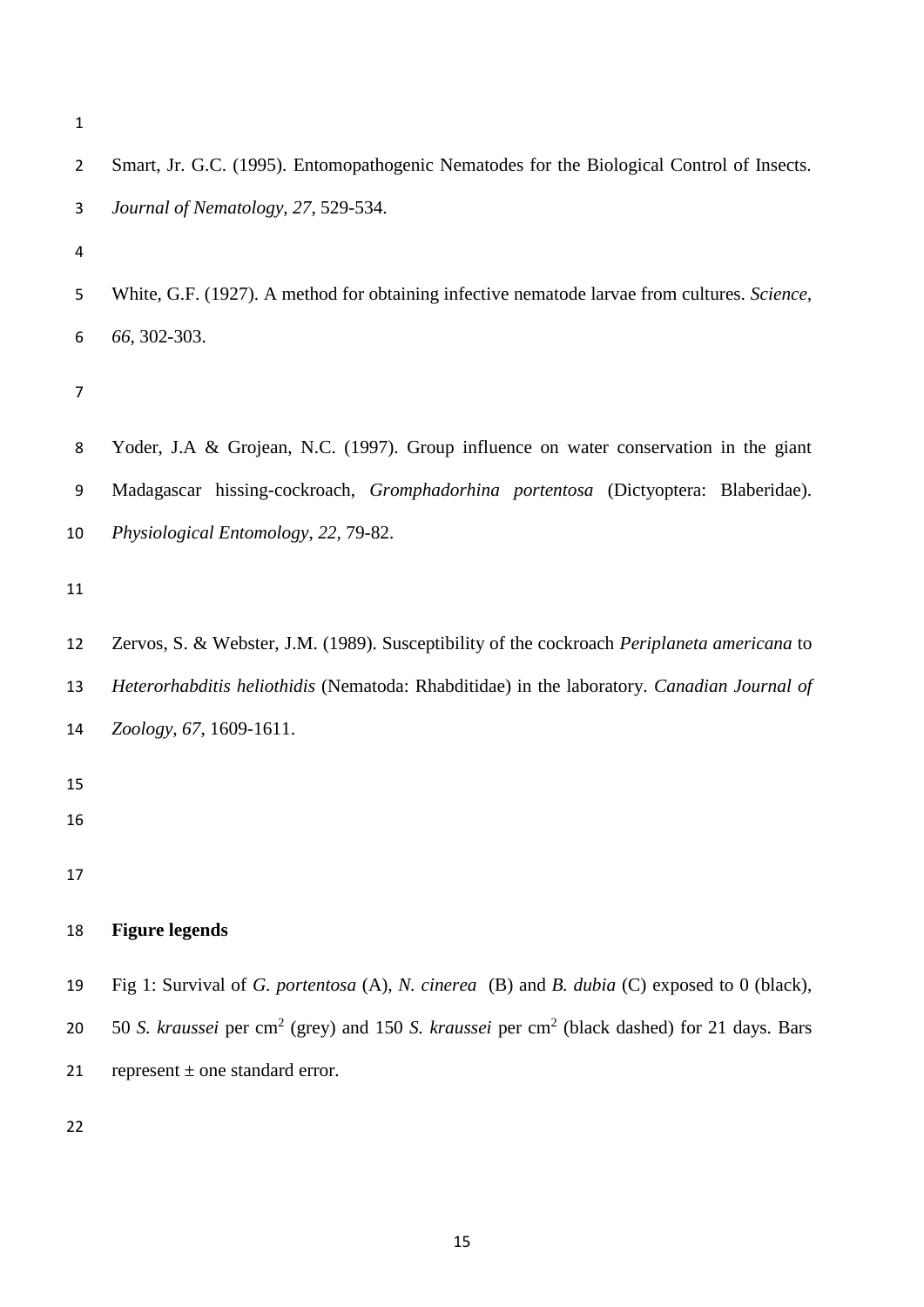Smart, Jr. G.C. (1995). Entomopathogenic Nematodes for the Biological Control of Insects. *Journal of Nematology, 27*, 529-534.

White, G.F. (1927). A method for obtaining infective nematode larvae from cultures. *Science, 66*, 302-303.

Yoder, J.A & Grojean, N.C. (1997). Group influence on water conservation in the giant Madagascar hissing-cockroach, *Gromphadorhina portentosa* (Dictyoptera: Blaberidae). *Physiological Entomology*, *22*, 79-82.

Zervos, S. & Webster, J.M. (1989). Susceptibility of the cockroach *Periplaneta americana* to *Heterorhabditis heliothidis* (Nematoda: Rhabditidae) in the laboratory. *Canadian Journal of Zoology, 67*, 1609-1611.

**Figure legends**

Fig 1: Survival of *G. portentosa* (A), *N. cinerea* (B) and *B. dubia* (C) exposed to 0 (black), 50 *S. kraussei* per $cm^2$ (grey) and 150 *S. kraussei* per $cm^2$ (black dashed) for 21 days. Bars represent ± one standard error.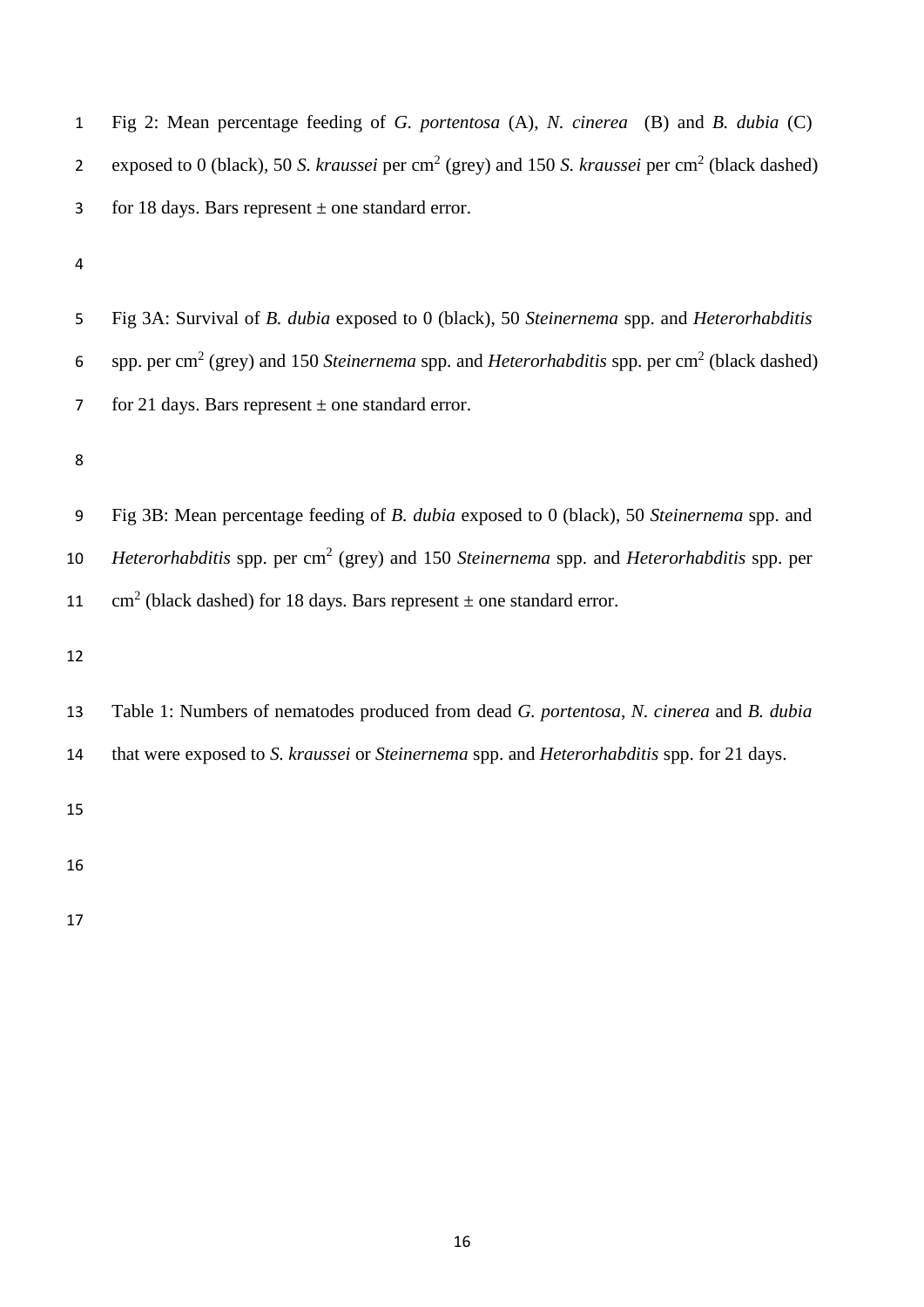Fig 2: Mean percentage feeding of *G. portentosa* (A), *N. cinerea* (B) and *B. dubia* (C) exposed to 0 (black), 50 *S. kraussei* per $cm^2$ (grey) and 150 *S. kraussei* per $cm^2$ (black dashed) for 18 days. Bars represent ± one standard error.

Fig 3A: Survival of *B. dubia* exposed to 0 (black), 50 *Steinernema* spp. and *Heterorhabditis* spp. per $cm^2$ (grey) and 150 *Steinernema* spp. and *Heterorhabditis* spp. per $cm^2$ (black dashed) for 21 days. Bars represent ± one standard error.

Fig 3B: Mean percentage feeding of *B. dubia* exposed to 0 (black), 50 *Steinernema* spp. and *Heterorhabditis* spp. per $cm^2$ (grey) and 150 *Steinernema* spp. and *Heterorhabditis* spp. per $cm^2$ (black dashed) for 18 days. Bars represent ± one standard error.

Table 1: Numbers of nematodes produced from dead *G. portentosa*, *N. cinerea* and *B. dubia* that were exposed to *S. kraussei* or *Steinernema* spp. and *Heterorhabditis* spp. for 21 days.